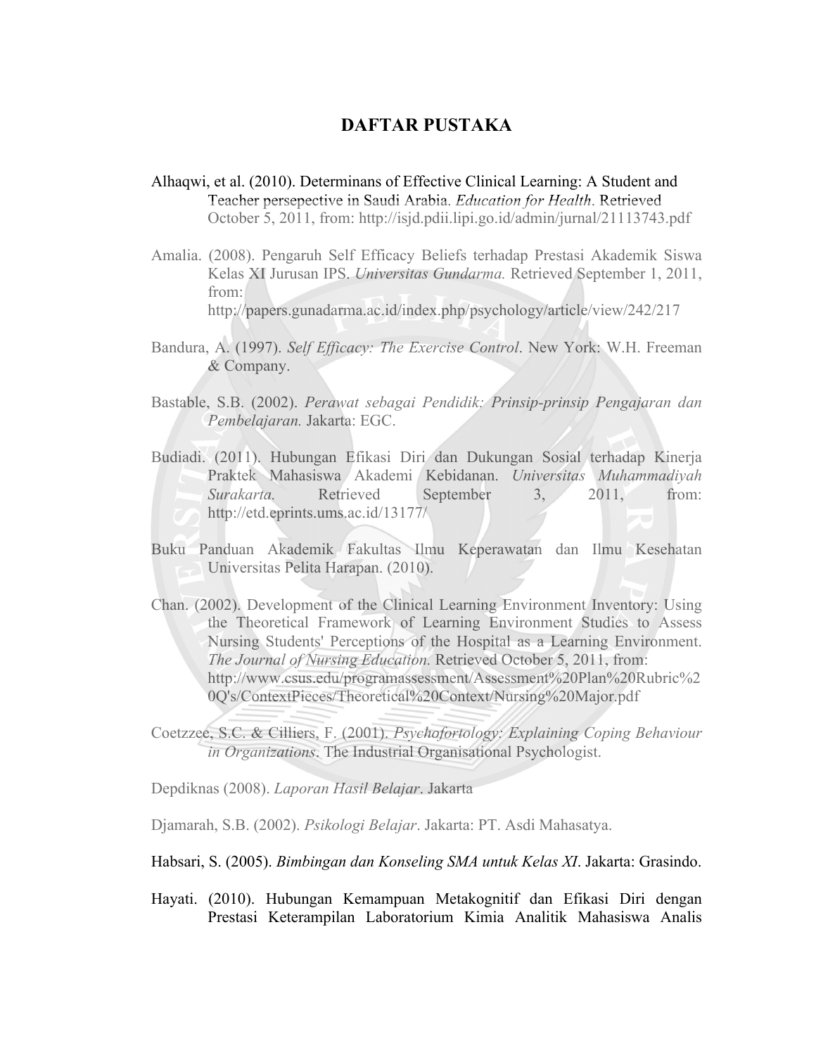# DAFTAR PUSTAKA

Alhaqwi, et al. (2010). Determinans of Effective Clinical Learning: A Student and Teacher persepective in Saudi Arabia. *Education for Health*. Retrieved October 5, 2011, from: http://isjd.pdii.lipi.go.id/admin/jurnal/21113743.pdf

Amalia. (2008). Pengaruh Self Efficacy Beliefs terhadap Prestasi Akademik Siswa Kelas XI Jurusan IPS. *Universitas Gundarma.* Retrieved September 1, 2011, from: http://papers.gunadarma.ac.id/index.php/psychology/article/view/242/217

Bandura, A. (1997). *Self Efficacy: The Exercise Control*. New York: W.H. Freeman & Company.

Bastable, S.B. (2002). *Perawat sebagai Pendidik: Prinsip-prinsip Pengajaran dan Pembelajaran.* Jakarta: EGC.

Budiadi. (2011). Hubungan Efikasi Diri dan Dukungan Sosial terhadap Kinerja Praktek Mahasiswa Akademi Kebidanan. *Universitas Muhammadiyah Surakarta.* Retrieved September 3, 2011, from: http://etd.eprints.ums.ac.id/13177/

Buku Panduan Akademik Fakultas Ilmu Keperawatan dan Ilmu Kesehatan Universitas Pelita Harapan. (2010).

Chan. (2002). Development of the Clinical Learning Environment Inventory: Using the Theoretical Framework of Learning Environment Studies to Assess Nursing Students' Perceptions of the Hospital as a Learning Environment. *The Journal of Nursing Education.* Retrieved October 5, 2011, from: http://www.csus.edu/programassessment/Assessment%20Plan%20Rubric%20Q's/ContextPieces/Theoretical%20Context/Nursing%20Major.pdf

Coetzzee, S.C. & Cilliers, F. (2001). *Psychofortology: Explaining Coping Behaviour in Organizations*. The Industrial Organisational Psychologist.

Depdiknas (2008). *Laporan Hasil Belajar*. Jakarta

Djamarah, S.B. (2002). *Psikologi Belajar*. Jakarta: PT. Asdi Mahasatya.

Habsari, S. (2005). *Bimbingan dan Konseling SMA untuk Kelas XI*. Jakarta: Grasindo.

Hayati. (2010). Hubungan Kemampuan Metakognitif dan Efikasi Diri dengan Prestasi Keterampilan Laboratorium Kimia Analitik Mahasiswa Analis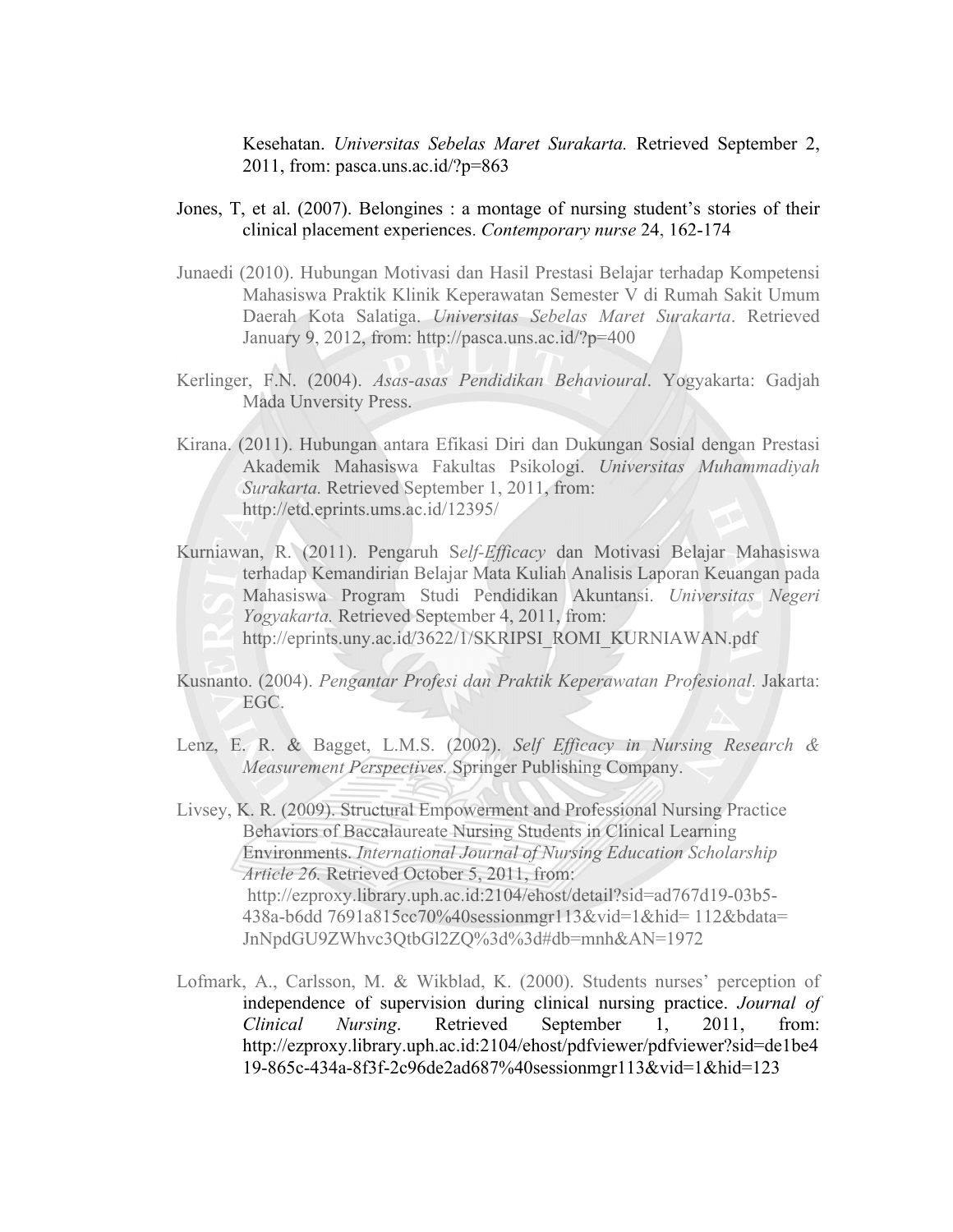Kesehatan. *Universitas Sebelas Maret Surakarta.* Retrieved September 2, 2011, from: pasca.uns.ac.id/?p=863

Jones, T, et al. (2007). Belongines : a montage of nursing student's stories of their clinical placement experiences. *Contemporary nurse* 24, 162-174

Junaedi (2010). Hubungan Motivasi dan Hasil Prestasi Belajar terhadap Kompetensi Mahasiswa Praktik Klinik Keperawatan Semester V di Rumah Sakit Umum Daerah Kota Salatiga. *Universitas Sebelas Maret Surakarta*. Retrieved January 9, 2012, from: http://pasca.uns.ac.id/?p=400

Kerlinger, F.N. (2004). *Asas-asas Pendidikan Behavioural*. Yogyakarta: Gadjah Mada Unversity Press.

Kirana. (2011). Hubungan antara Efikasi Diri dan Dukungan Sosial dengan Prestasi Akademik Mahasiswa Fakultas Psikologi. *Universitas Muhammadiyah Surakarta.* Retrieved September 1, 2011, from: http://etd.eprints.ums.ac.id/12395/

Kurniawan, R. (2011). Pengaruh S*elf-Efficacy* dan Motivasi Belajar Mahasiswa terhadap Kemandirian Belajar Mata Kuliah Analisis Laporan Keuangan pada Mahasiswa Program Studi Pendidikan Akuntansi. *Universitas Negeri Yogyakarta.* Retrieved September 4, 2011, from: http://eprints.uny.ac.id/3622/1/SKRIPSI_ROMI_KURNIAWAN.pdf

Kusnanto. (2004). *Pengantar Profesi dan Praktik Keperawatan Profesional*. Jakarta: EGC.

Lenz, E. R. & Bagget, L.M.S. (2002). *Self Efficacy in Nursing Research & Measurement Perspectives.* Springer Publishing Company.

Livsey, K. R. (2009). Structural Empowerment and Professional Nursing Practice Behaviors of Baccalaureate Nursing Students in Clinical Learning Environments. *International Journal of Nursing Education Scholarship Article 26.* Retrieved October 5, 2011, from: http://ezproxy.library.uph.ac.id:2104/ehost/detail?sid=ad767d19-03b5-438a-b6dd 7691a815cc70%40sessionmgr113&vid=1&hid= 112&bdata= JnNpdGU9ZWhvc3QtbGl2ZQ%3d%3d#db=mnh&AN=1972

Lofmark, A., Carlsson, M. & Wikblad, K. (2000). Students nurses' perception of independence of supervision during clinical nursing practice. *Journal of Clinical Nursing*. Retrieved September 1, 2011, from: http://ezproxy.library.uph.ac.id:2104/ehost/pdfviewer/pdfviewer?sid=de1be419-865c-434a-8f3f-2c96de2ad687%40sessionmgr113&vid=1&hid=123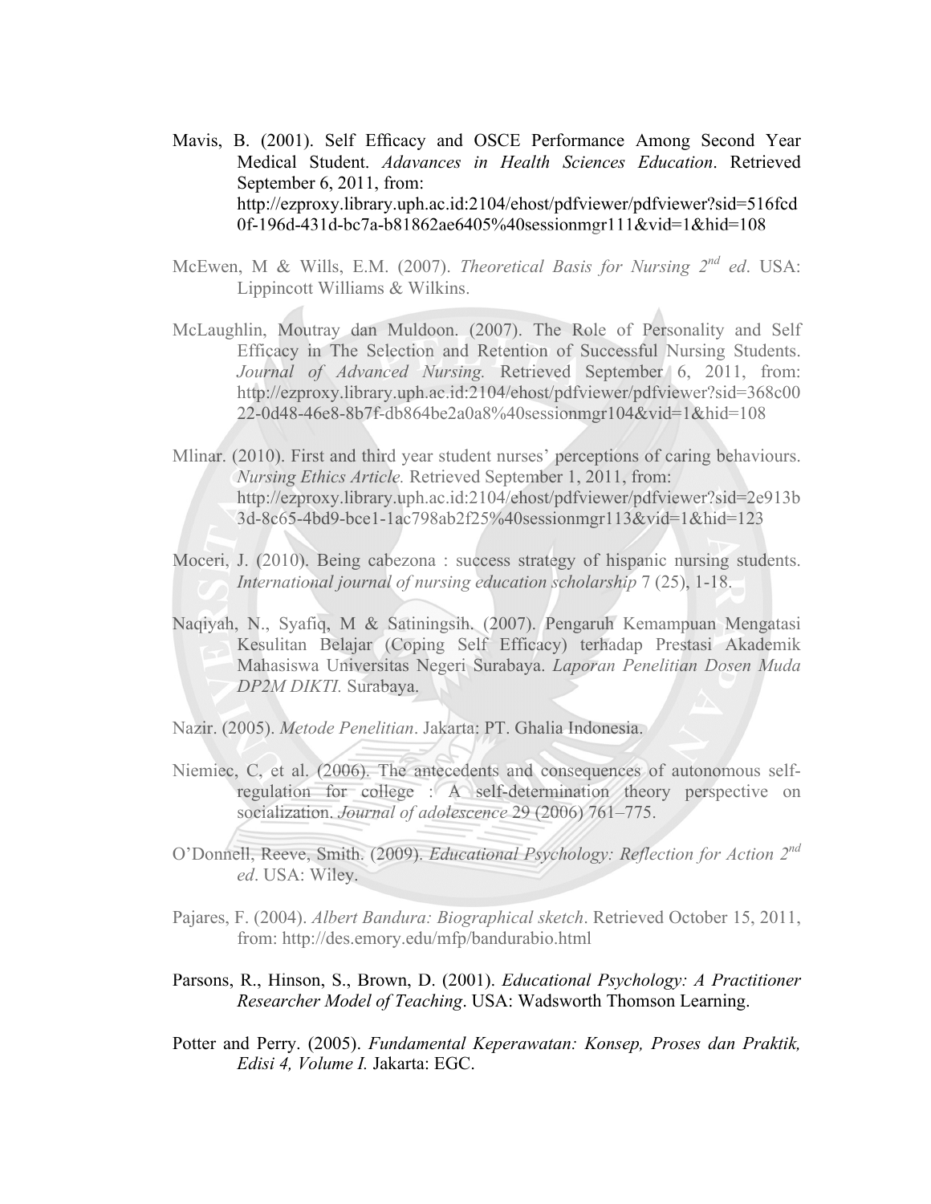Mavis, B. (2001). Self Efficacy and OSCE Performance Among Second Year Medical Student. *Adavances in Health Sciences Education*. Retrieved September 6, 2011, from: http://ezproxy.library.uph.ac.id:2104/ehost/pdfviewer/pdfviewer?sid=516fcd0f-196d-431d-bc7a-b81862ae6405%40sessionmgr111&vid=1&hid=108

McEwen, M & Wills, E.M. (2007). *Theoretical Basis for Nursing 2nd ed*. USA: Lippincott Williams & Wilkins.

McLaughlin, Moutray dan Muldoon. (2007). The Role of Personality and Self Efficacy in The Selection and Retention of Successful Nursing Students. *Journal of Advanced Nursing.* Retrieved September 6, 2011, from: http://ezproxy.library.uph.ac.id:2104/ehost/pdfviewer/pdfviewer?sid=368c0022-0d48-46e8-8b7f-db864be2a0a8%40sessionmgr104&vid=1&hid=108

Mlinar. (2010). First and third year student nurses' perceptions of caring behaviours. *Nursing Ethics Article.* Retrieved September 1, 2011, from: http://ezproxy.library.uph.ac.id:2104/ehost/pdfviewer/pdfviewer?sid=2e913b3d-8c65-4bd9-bce1-1ac798ab2f25%40sessionmgr113&vid=1&hid=123

Moceri, J. (2010). Being cabezona : success strategy of hispanic nursing students. *International journal of nursing education scholarship* 7 (25), 1-18.

Naqiyah, N., Syafiq, M & Satiningsih. (2007). Pengaruh Kemampuan Mengatasi Kesulitan Belajar (Coping Self Efficacy) terhadap Prestasi Akademik Mahasiswa Universitas Negeri Surabaya. *Laporan Penelitian Dosen Muda DP2M DIKTI.* Surabaya.

Nazir. (2005). *Metode Penelitian*. Jakarta: PT. Ghalia Indonesia.

Niemiec, C, et al. (2006). The antecedents and consequences of autonomous self-regulation for college : A self-determination theory perspective on socialization. *Journal of adolescence* 29 (2006) 761–775.

O'Donnell, Reeve, Smith. (2009). *Educational Psychology: Reflection for Action 2nd ed*. USA: Wiley.

Pajares, F. (2004). *Albert Bandura: Biographical sketch*. Retrieved October 15, 2011, from: http://des.emory.edu/mfp/bandurabio.html

Parsons, R., Hinson, S., Brown, D. (2001). *Educational Psychology: A Practitioner Researcher Model of Teaching*. USA: Wadsworth Thomson Learning.

Potter and Perry. (2005). *Fundamental Keperawatan: Konsep, Proses dan Praktik, Edisi 4, Volume I.* Jakarta: EGC.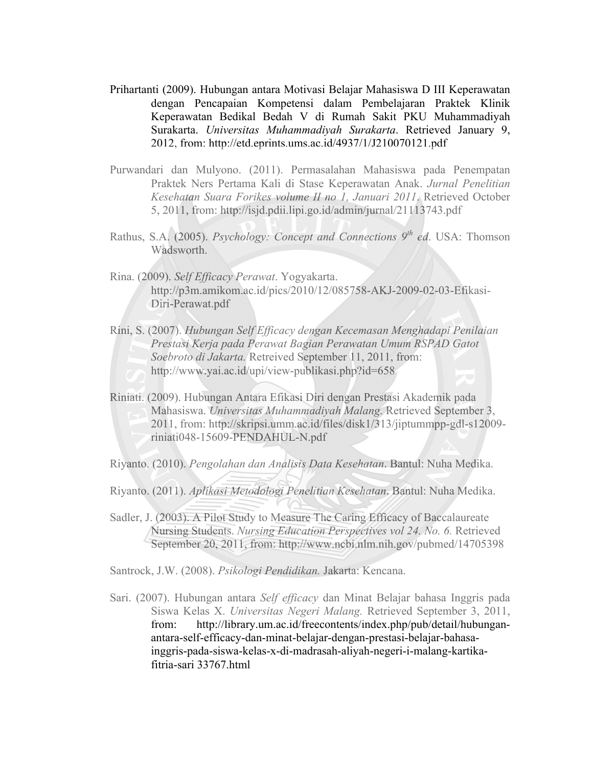Prihartanti (2009). Hubungan antara Motivasi Belajar Mahasiswa D III Keperawatan dengan Pencapaian Kompetensi dalam Pembelajaran Praktek Klinik Keperawatan Bedikal Bedah V di Rumah Sakit PKU Muhammadiyah Surakarta. *Universitas Muhammadiyah Surakarta*. Retrieved January 9, 2012, from: http://etd.eprints.ums.ac.id/4937/1/J210070121.pdf

Purwandari dan Mulyono. (2011). Permasalahan Mahasiswa pada Penempatan Praktek Ners Pertama Kali di Stase Keperawatan Anak. *Jurnal Penelitian Kesehatan Suara Forikes volume II no 1, Januari 2011*. Retrieved October 5, 2011, from: http://isjd.pdii.lipi.go.id/admin/jurnal/21113743.pdf

Rathus, S.A. (2005). *Psychology: Concept and Connections 9th ed*. USA: Thomson Wadsworth.

Rina. (2009). *Self Efficacy Perawat*. Yogyakarta. http://p3m.amikom.ac.id/pics/2010/12/085758-AKJ-2009-02-03-Efikasi-Diri-Perawat.pdf

Rini, S. (2007). *Hubungan Self Efficacy dengan Kecemasan Menghadapi Penilaian Prestasi Kerja pada Perawat Bagian Perawatan Umum RSPAD Gatot Soebroto di Jakarta.* Retreived September 11, 2011, from: http://www.yai.ac.id/upi/view-publikasi.php?id=658

Riniati. (2009). Hubungan Antara Efikasi Diri dengan Prestasi Akademik pada Mahasiswa. *Universitas Muhammadiyah Malang.* Retrieved September 3, 2011, from: http://skripsi.umm.ac.id/files/disk1/313/jiptummpp-gdl-s12009-riniati048-15609-PENDAHUL-N.pdf

Riyanto. (2010). *Pengolahan dan Analisis Data Kesehatan*. Bantul: Nuha Medika.

Riyanto. (2011). *Aplikasi Metodologi Penelitian Kesehatan*. Bantul: Nuha Medika.

Sadler, J. (2003). A Pilot Study to Measure The Caring Efficacy of Baccalaureate Nursing Students. *Nursing Education Perspectives vol 24. No. 6.* Retrieved September 20, 2011, from: http://www.ncbi.nlm.nih.gov/pubmed/14705398

Santrock, J.W. (2008). *Psikologi Pendidikan.* Jakarta: Kencana.

Sari. (2007). Hubungan antara *Self efficacy* dan Minat Belajar bahasa Inggris pada Siswa Kelas X. *Universitas Negeri Malang.* Retrieved September 3, 2011, from: http://library.um.ac.id/freecontents/index.php/pub/detail/hubungan-antara-self-efficacy-dan-minat-belajar-dengan-prestasi-belajar-bahasa-inggris-pada-siswa-kelas-x-di-madrasah-aliyah-negeri-i-malang-kartika-fitria-sari 33767.html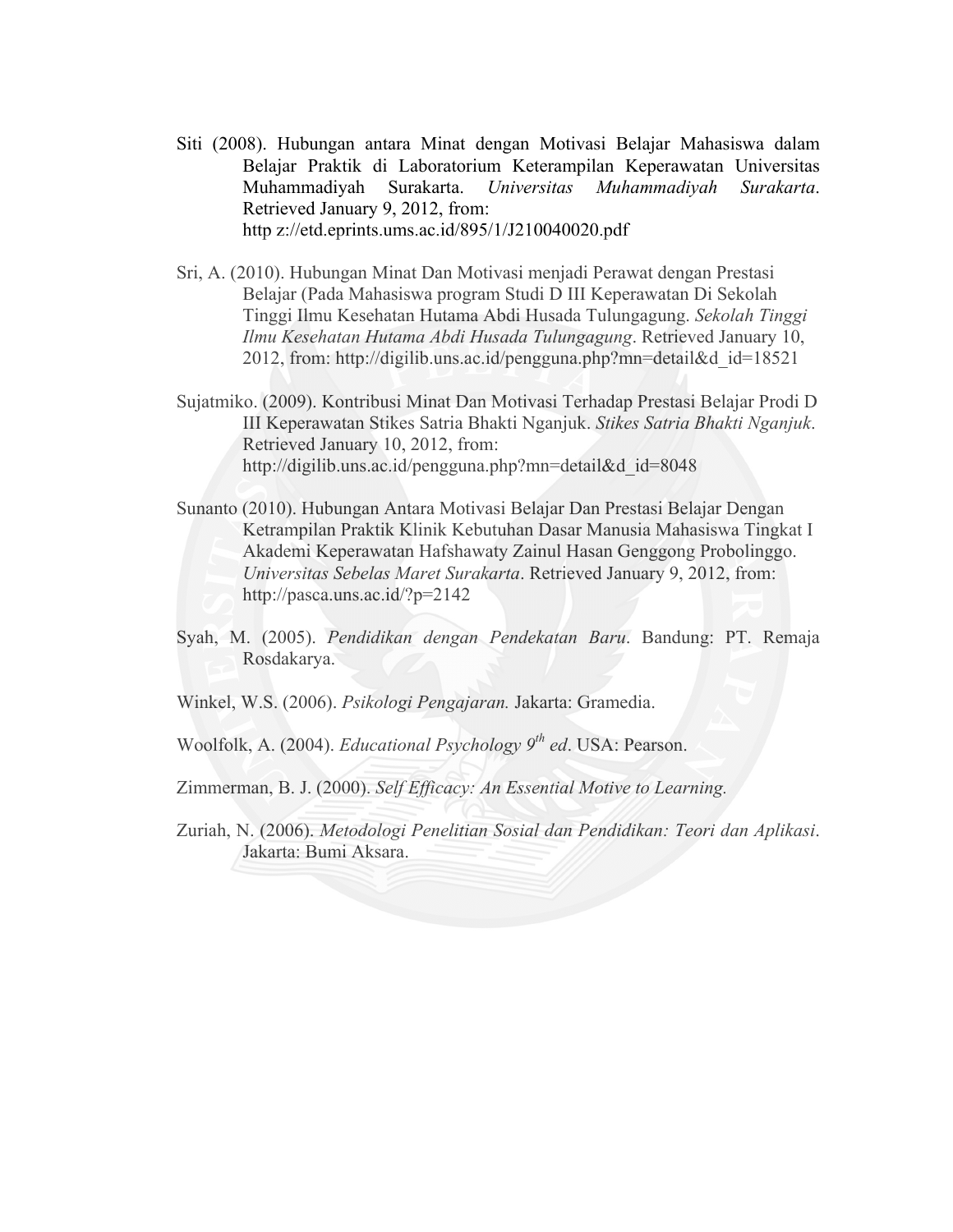Siti (2008). Hubungan antara Minat dengan Motivasi Belajar Mahasiswa dalam Belajar Praktik di Laboratorium Keterampilan Keperawatan Universitas Muhammadiyah Surakarta. *Universitas Muhammadiyah Surakarta*. Retrieved January 9, 2012, from: http z://etd.eprints.ums.ac.id/895/1/J210040020.pdf

Sri, A. (2010). Hubungan Minat Dan Motivasi menjadi Perawat dengan Prestasi Belajar (Pada Mahasiswa program Studi D III Keperawatan Di Sekolah Tinggi Ilmu Kesehatan Hutama Abdi Husada Tulungagung. *Sekolah Tinggi Ilmu Kesehatan Hutama Abdi Husada Tulungagung*. Retrieved January 10, 2012, from: http://digilib.uns.ac.id/pengguna.php?mn=detail&d_id=18521

Sujatmiko. (2009). Kontribusi Minat Dan Motivasi Terhadap Prestasi Belajar Prodi D III Keperawatan Stikes Satria Bhakti Nganjuk. *Stikes Satria Bhakti Nganjuk*. Retrieved January 10, 2012, from: http://digilib.uns.ac.id/pengguna.php?mn=detail&d_id=8048

Sunanto (2010). Hubungan Antara Motivasi Belajar Dan Prestasi Belajar Dengan Ketrampilan Praktik Klinik Kebutuhan Dasar Manusia Mahasiswa Tingkat I Akademi Keperawatan Hafshawaty Zainul Hasan Genggong Probolinggo. *Universitas Sebelas Maret Surakarta*. Retrieved January 9, 2012, from: http://pasca.uns.ac.id/?p=2142

Syah, M. (2005). *Pendidikan dengan Pendekatan Baru*. Bandung: PT. Remaja Rosdakarya.

Winkel, W.S. (2006). *Psikologi Pengajaran.* Jakarta: Gramedia.

Woolfolk, A. (2004). *Educational Psychology 9th ed*. USA: Pearson.

Zimmerman, B. J. (2000). *Self Efficacy: An Essential Motive to Learning.*

Zuriah, N. (2006). *Metodologi Penelitian Sosial dan Pendidikan: Teori dan Aplikasi*. Jakarta: Bumi Aksara.